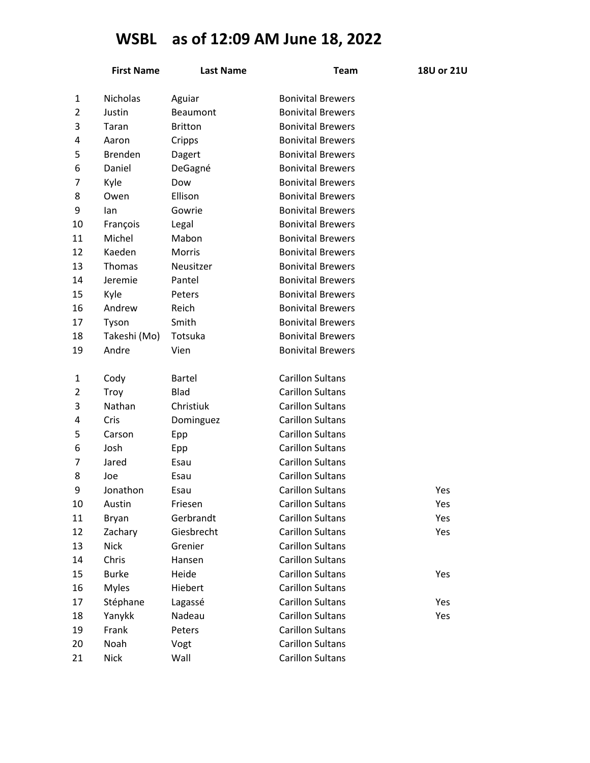# WSBL as of 12:09 AM June 18, 2022

| | First Name | Last Name | Team | 18U or 21U |
|---|---|---|---|---|
| 1 | Nicholas | Aguiar | Bonivital Brewers | |
| 2 | Justin | Beaumont | Bonivital Brewers | |
| 3 | Taran | Britton | Bonivital Brewers | |
| 4 | Aaron | Cripps | Bonivital Brewers | |
| 5 | Brenden | Dagert | Bonivital Brewers | |
| 6 | Daniel | DeGagné | Bonivital Brewers | |
| 7 | Kyle | Dow | Bonivital Brewers | |
| 8 | Owen | Ellison | Bonivital Brewers | |
| 9 | Ian | Gowrie | Bonivital Brewers | |
| 10 | François | Legal | Bonivital Brewers | |
| 11 | Michel | Mabon | Bonivital Brewers | |
| 12 | Kaeden | Morris | Bonivital Brewers | |
| 13 | Thomas | Neusitzer | Bonivital Brewers | |
| 14 | Jeremie | Pantel | Bonivital Brewers | |
| 15 | Kyle | Peters | Bonivital Brewers | |
| 16 | Andrew | Reich | Bonivital Brewers | |
| 17 | Tyson | Smith | Bonivital Brewers | |
| 18 | Takeshi (Mo) | Totsuka | Bonivital Brewers | |
| 19 | Andre | Vien | Bonivital Brewers | |
| | | | | |
| 1 | Cody | Bartel | Carillon Sultans | |
| 2 | Troy | Blad | Carillon Sultans | |
| 3 | Nathan | Christiuk | Carillon Sultans | |
| 4 | Cris | Dominguez | Carillon Sultans | |
| 5 | Carson | Epp | Carillon Sultans | |
| 6 | Josh | Epp | Carillon Sultans | |
| 7 | Jared | Esau | Carillon Sultans | |
| 8 | Joe | Esau | Carillon Sultans | |
| 9 | Jonathon | Esau | Carillon Sultans | Yes |
| 10 | Austin | Friesen | Carillon Sultans | Yes |
| 11 | Bryan | Gerbrandt | Carillon Sultans | Yes |
| 12 | Zachary | Giesbrecht | Carillon Sultans | Yes |
| 13 | Nick | Grenier | Carillon Sultans | |
| 14 | Chris | Hansen | Carillon Sultans | |
| 15 | Burke | Heide | Carillon Sultans | Yes |
| 16 | Myles | Hiebert | Carillon Sultans | |
| 17 | Stéphane | Lagassé | Carillon Sultans | Yes |
| 18 | Yanykk | Nadeau | Carillon Sultans | Yes |
| 19 | Frank | Peters | Carillon Sultans | |
| 20 | Noah | Vogt | Carillon Sultans | |
| 21 | Nick | Wall | Carillon Sultans | |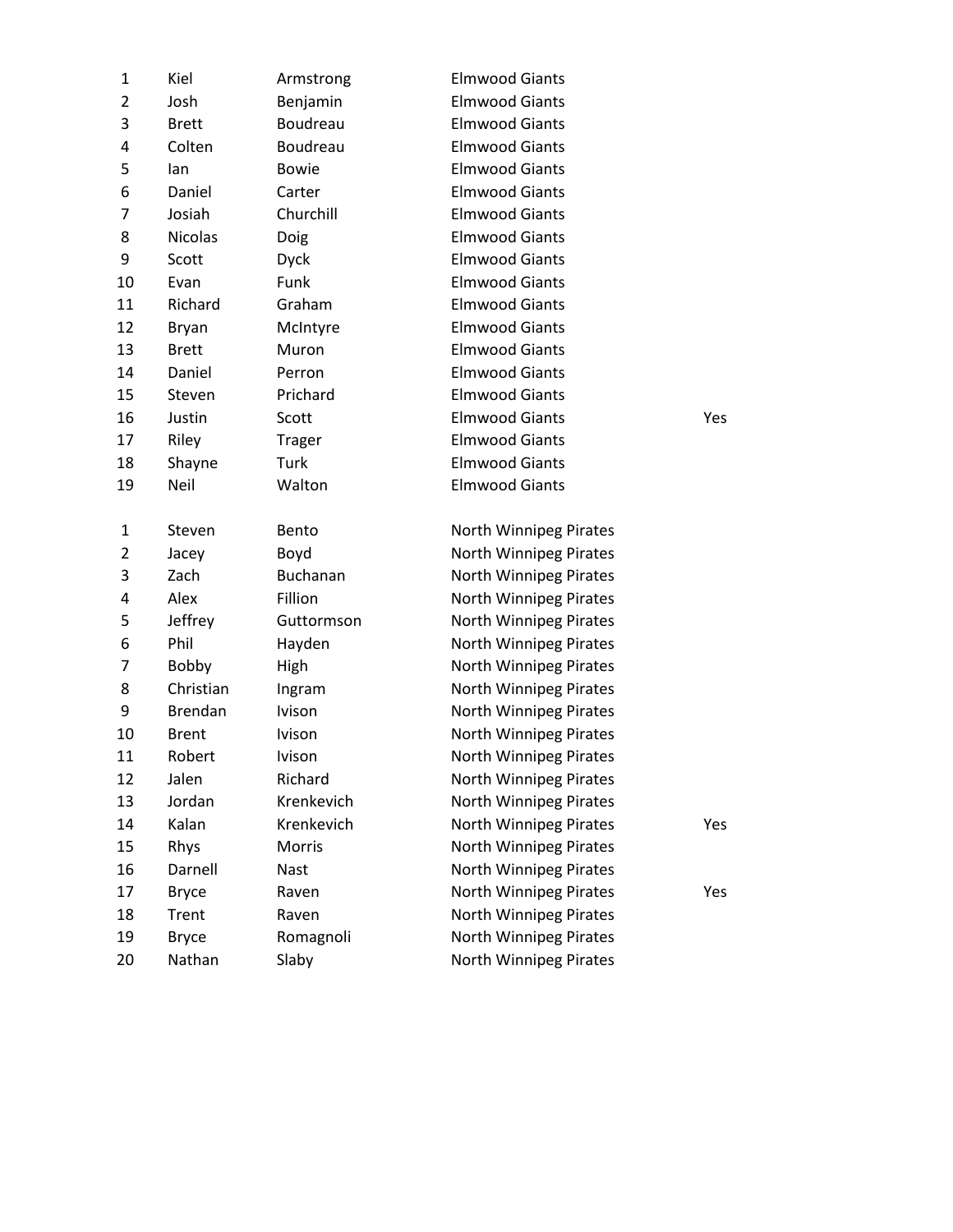| | | | | |
|---|---|---|---|---|
| 1 | Kiel | Armstrong | Elmwood Giants | |
| 2 | Josh | Benjamin | Elmwood Giants | |
| 3 | Brett | Boudreau | Elmwood Giants | |
| 4 | Colten | Boudreau | Elmwood Giants | |
| 5 | Ian | Bowie | Elmwood Giants | |
| 6 | Daniel | Carter | Elmwood Giants | |
| 7 | Josiah | Churchill | Elmwood Giants | |
| 8 | Nicolas | Doig | Elmwood Giants | |
| 9 | Scott | Dyck | Elmwood Giants | |
| 10 | Evan | Funk | Elmwood Giants | |
| 11 | Richard | Graham | Elmwood Giants | |
| 12 | Bryan | McIntyre | Elmwood Giants | |
| 13 | Brett | Muron | Elmwood Giants | |
| 14 | Daniel | Perron | Elmwood Giants | |
| 15 | Steven | Prichard | Elmwood Giants | |
| 16 | Justin | Scott | Elmwood Giants | Yes |
| 17 | Riley | Trager | Elmwood Giants | |
| 18 | Shayne | Turk | Elmwood Giants | |
| 19 | Neil | Walton | Elmwood Giants | |

| | | | | |
|---|---|---|---|---|
| 1 | Steven | Bento | North Winnipeg Pirates | |
| 2 | Jacey | Boyd | North Winnipeg Pirates | |
| 3 | Zach | Buchanan | North Winnipeg Pirates | |
| 4 | Alex | Fillion | North Winnipeg Pirates | |
| 5 | Jeffrey | Guttormson | North Winnipeg Pirates | |
| 6 | Phil | Hayden | North Winnipeg Pirates | |
| 7 | Bobby | High | North Winnipeg Pirates | |
| 8 | Christian | Ingram | North Winnipeg Pirates | |
| 9 | Brendan | Ivison | North Winnipeg Pirates | |
| 10 | Brent | Ivison | North Winnipeg Pirates | |
| 11 | Robert | Ivison | North Winnipeg Pirates | |
| 12 | Jalen | Richard | North Winnipeg Pirates | |
| 13 | Jordan | Krenkevich | North Winnipeg Pirates | |
| 14 | Kalan | Krenkevich | North Winnipeg Pirates | Yes |
| 15 | Rhys | Morris | North Winnipeg Pirates | |
| 16 | Darnell | Nast | North Winnipeg Pirates | |
| 17 | Bryce | Raven | North Winnipeg Pirates | Yes |
| 18 | Trent | Raven | North Winnipeg Pirates | |
| 19 | Bryce | Romagnoli | North Winnipeg Pirates | |
| 20 | Nathan | Slaby | North Winnipeg Pirates | |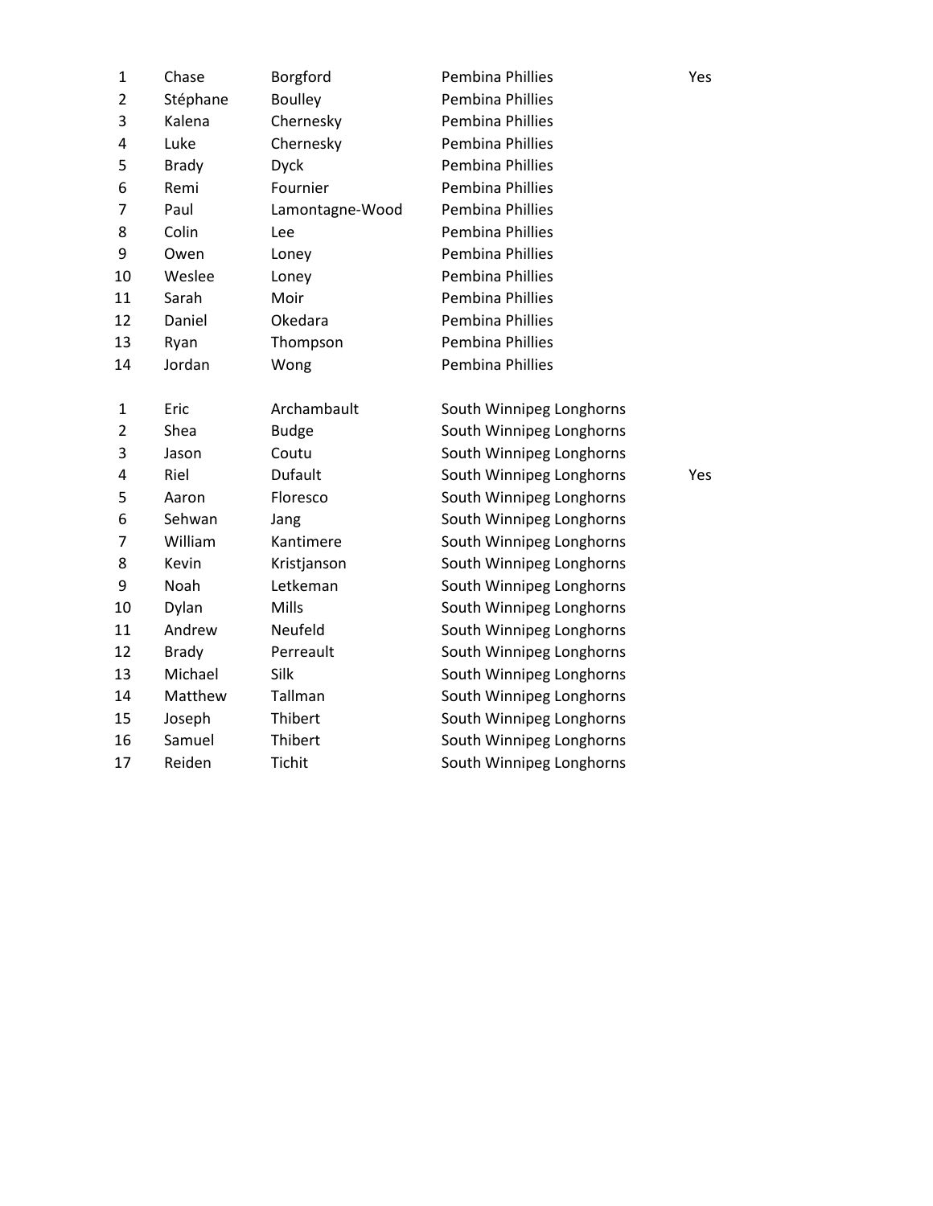| | | | | |
|---|---|---|---|---|
| 1 | Chase | Borgford | Pembina Phillies | Yes |
| 2 | Stéphane | Boulley | Pembina Phillies | |
| 3 | Kalena | Chernesky | Pembina Phillies | |
| 4 | Luke | Chernesky | Pembina Phillies | |
| 5 | Brady | Dyck | Pembina Phillies | |
| 6 | Remi | Fournier | Pembina Phillies | |
| 7 | Paul | Lamontagne-Wood | Pembina Phillies | |
| 8 | Colin | Lee | Pembina Phillies | |
| 9 | Owen | Loney | Pembina Phillies | |
| 10 | Weslee | Loney | Pembina Phillies | |
| 11 | Sarah | Moir | Pembina Phillies | |
| 12 | Daniel | Okedara | Pembina Phillies | |
| 13 | Ryan | Thompson | Pembina Phillies | |
| 14 | Jordan | Wong | Pembina Phillies | |

| | | | | |
|---|---|---|---|---|
| 1 | Eric | Archambault | South Winnipeg Longhorns | |
| 2 | Shea | Budge | South Winnipeg Longhorns | |
| 3 | Jason | Coutu | South Winnipeg Longhorns | |
| 4 | Riel | Dufault | South Winnipeg Longhorns | Yes |
| 5 | Aaron | Floresco | South Winnipeg Longhorns | |
| 6 | Sehwan | Jang | South Winnipeg Longhorns | |
| 7 | William | Kantimere | South Winnipeg Longhorns | |
| 8 | Kevin | Kristjanson | South Winnipeg Longhorns | |
| 9 | Noah | Letkeman | South Winnipeg Longhorns | |
| 10 | Dylan | Mills | South Winnipeg Longhorns | |
| 11 | Andrew | Neufeld | South Winnipeg Longhorns | |
| 12 | Brady | Perreault | South Winnipeg Longhorns | |
| 13 | Michael | Silk | South Winnipeg Longhorns | |
| 14 | Matthew | Tallman | South Winnipeg Longhorns | |
| 15 | Joseph | Thibert | South Winnipeg Longhorns | |
| 16 | Samuel | Thibert | South Winnipeg Longhorns | |
| 17 | Reiden | Tichit | South Winnipeg Longhorns | |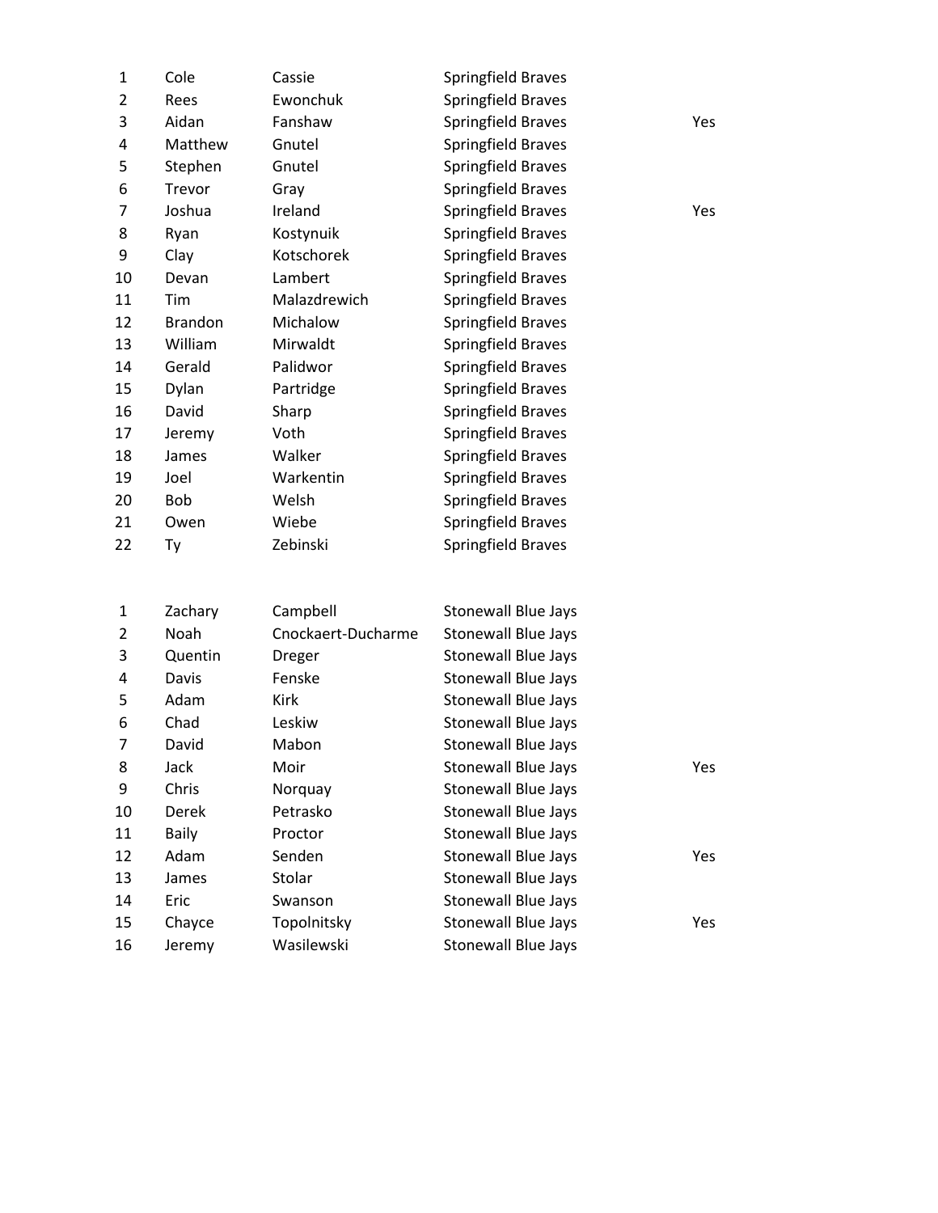| | | | | |
|---|---|---|---|---|
| 1 | Cole | Cassie | Springfield Braves | |
| 2 | Rees | Ewonchuk | Springfield Braves | |
| 3 | Aidan | Fanshaw | Springfield Braves | Yes |
| 4 | Matthew | Gnutel | Springfield Braves | |
| 5 | Stephen | Gnutel | Springfield Braves | |
| 6 | Trevor | Gray | Springfield Braves | |
| 7 | Joshua | Ireland | Springfield Braves | Yes |
| 8 | Ryan | Kostynuik | Springfield Braves | |
| 9 | Clay | Kotschorek | Springfield Braves | |
| 10 | Devan | Lambert | Springfield Braves | |
| 11 | Tim | Malazdrewich | Springfield Braves | |
| 12 | Brandon | Michalow | Springfield Braves | |
| 13 | William | Mirwaldt | Springfield Braves | |
| 14 | Gerald | Palidwor | Springfield Braves | |
| 15 | Dylan | Partridge | Springfield Braves | |
| 16 | David | Sharp | Springfield Braves | |
| 17 | Jeremy | Voth | Springfield Braves | |
| 18 | James | Walker | Springfield Braves | |
| 19 | Joel | Warkentin | Springfield Braves | |
| 20 | Bob | Welsh | Springfield Braves | |
| 21 | Owen | Wiebe | Springfield Braves | |
| 22 | Ty | Zebinski | Springfield Braves | |

| | | | | |
|---|---|---|---|---|
| 1 | Zachary | Campbell | Stonewall Blue Jays | |
| 2 | Noah | Cnockaert-Ducharme | Stonewall Blue Jays | |
| 3 | Quentin | Dreger | Stonewall Blue Jays | |
| 4 | Davis | Fenske | Stonewall Blue Jays | |
| 5 | Adam | Kirk | Stonewall Blue Jays | |
| 6 | Chad | Leskiw | Stonewall Blue Jays | |
| 7 | David | Mabon | Stonewall Blue Jays | |
| 8 | Jack | Moir | Stonewall Blue Jays | Yes |
| 9 | Chris | Norquay | Stonewall Blue Jays | |
| 10 | Derek | Petrasko | Stonewall Blue Jays | |
| 11 | Baily | Proctor | Stonewall Blue Jays | |
| 12 | Adam | Senden | Stonewall Blue Jays | Yes |
| 13 | James | Stolar | Stonewall Blue Jays | |
| 14 | Eric | Swanson | Stonewall Blue Jays | |
| 15 | Chayce | Topolnitsky | Stonewall Blue Jays | Yes |
| 16 | Jeremy | Wasilewski | Stonewall Blue Jays | |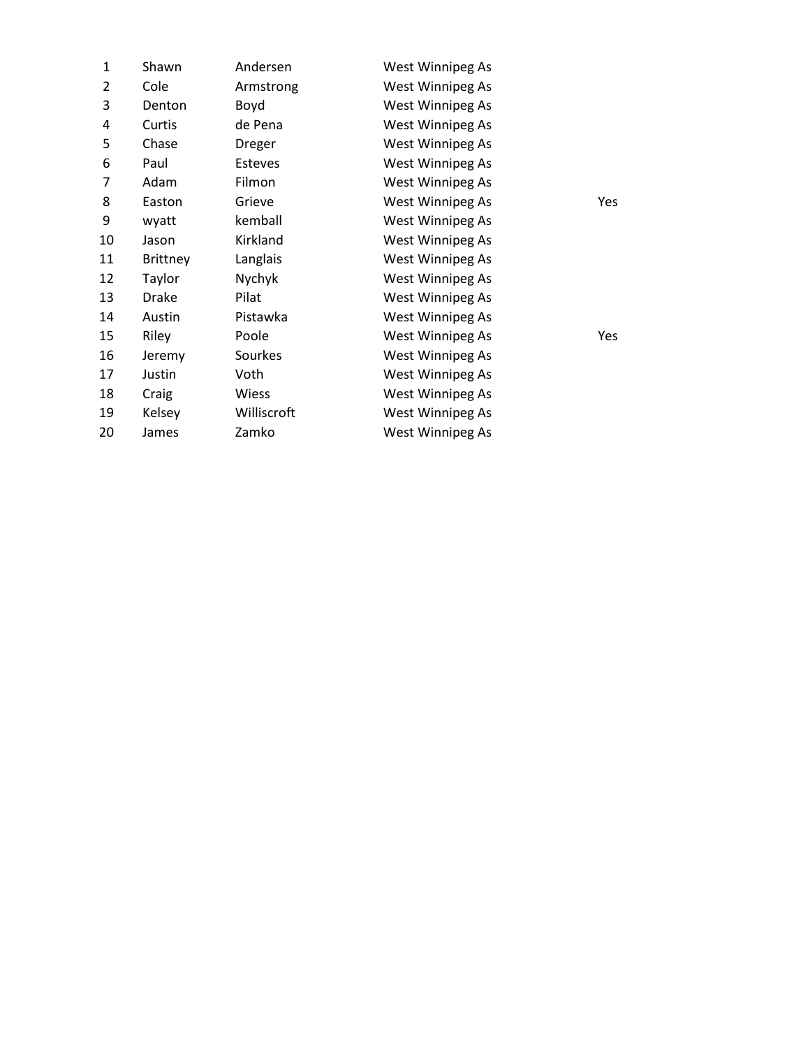| | | | | |
|---|---|---|---|---|
| 1 | Shawn | Andersen | West Winnipeg As | |
| 2 | Cole | Armstrong | West Winnipeg As | |
| 3 | Denton | Boyd | West Winnipeg As | |
| 4 | Curtis | de Pena | West Winnipeg As | |
| 5 | Chase | Dreger | West Winnipeg As | |
| 6 | Paul | Esteves | West Winnipeg As | |
| 7 | Adam | Filmon | West Winnipeg As | |
| 8 | Easton | Grieve | West Winnipeg As | Yes |
| 9 | wyatt | kemball | West Winnipeg As | |
| 10 | Jason | Kirkland | West Winnipeg As | |
| 11 | Brittney | Langlais | West Winnipeg As | |
| 12 | Taylor | Nychyk | West Winnipeg As | |
| 13 | Drake | Pilat | West Winnipeg As | |
| 14 | Austin | Pistawka | West Winnipeg As | |
| 15 | Riley | Poole | West Winnipeg As | Yes |
| 16 | Jeremy | Sourkes | West Winnipeg As | |
| 17 | Justin | Voth | West Winnipeg As | |
| 18 | Craig | Wiess | West Winnipeg As | |
| 19 | Kelsey | Williscroft | West Winnipeg As | |
| 20 | James | Zamko | West Winnipeg As | |